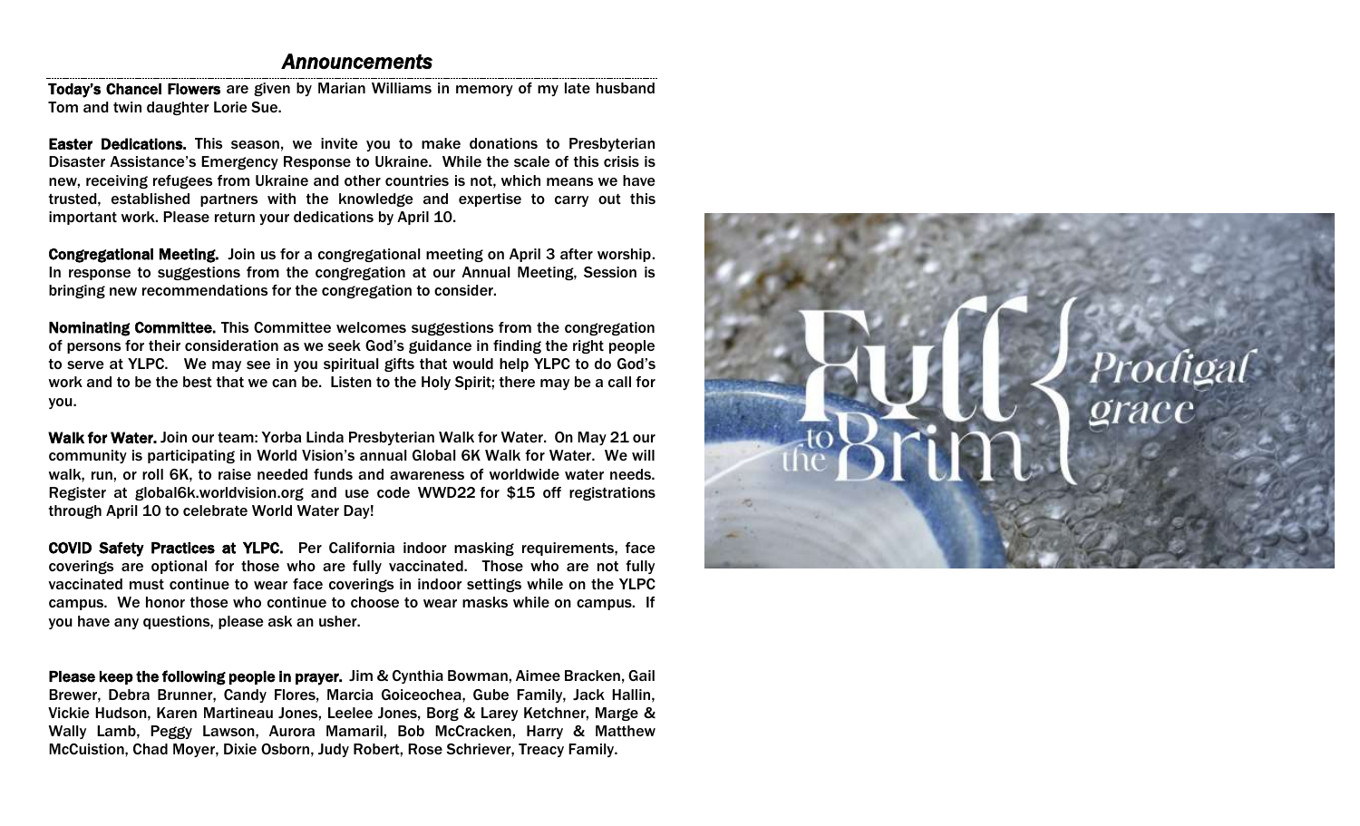## *Announcements*

**Today's Chancel Flowers** are given by Marian Williams in memory of my late husband Tom and twin daughter Lorie Sue.

**Easter Dedications.** This season, we invite you to make donations to Presbyterian Disaster Assistance's Emergency Response to Ukraine. While the scale of this crisis is new, receiving refugees from Ukraine and other countries is not, which means we have trusted, established partners with the knowledge and expertise to carry out this important work. Please return your dedications by April 10.

**Congregational Meeting.** Join us for a congregational meeting on April 3 after worship. In response to suggestions from the congregation at our Annual Meeting, Session is bringing new recommendations for the congregation to consider.

**Nominating Committee.** This Committee welcomes suggestions from the congregation of persons for their consideration as we seek God's guidance in finding the right people to serve at YLPC. We may see in you spiritual gifts that would help YLPC to do God's work and to be the best that we can be. Listen to the Holy Spirit; there may be a call for you.

**Walk for Water.** Join our team: Yorba Linda Presbyterian Walk for Water. On May 21 our community is participating in World Vision's annual Global 6K Walk for Water. We will walk, run, or roll 6K, to raise needed funds and awareness of worldwide water needs. Register at global6k.worldvision.org and use code WWD22 for $15 off registrations through April 10 to celebrate World Water Day!

**COVID Safety Practices at YLPC.** Per California indoor masking requirements, face coverings are optional for those who are fully vaccinated. Those who are not fully vaccinated must continue to wear face coverings in indoor settings while on the YLPC campus. We honor those who continue to choose to wear masks while on campus. If you have any questions, please ask an usher.

**Please keep the following people in prayer.** Jim & Cynthia Bowman, Aimee Bracken, Gail Brewer, Debra Brunner, Candy Flores, Marcia Goiceochea, Gube Family, Jack Hallin, Vickie Hudson, Karen Martineau Jones, Leelee Jones, Borg & Larey Ketchner, Marge & Wally Lamb, Peggy Lawson, Aurora Mamaril, Bob McCracken, Harry & Matthew McCuistion, Chad Moyer, Dixie Osborn, Judy Robert, Rose Schriever, Treacy Family.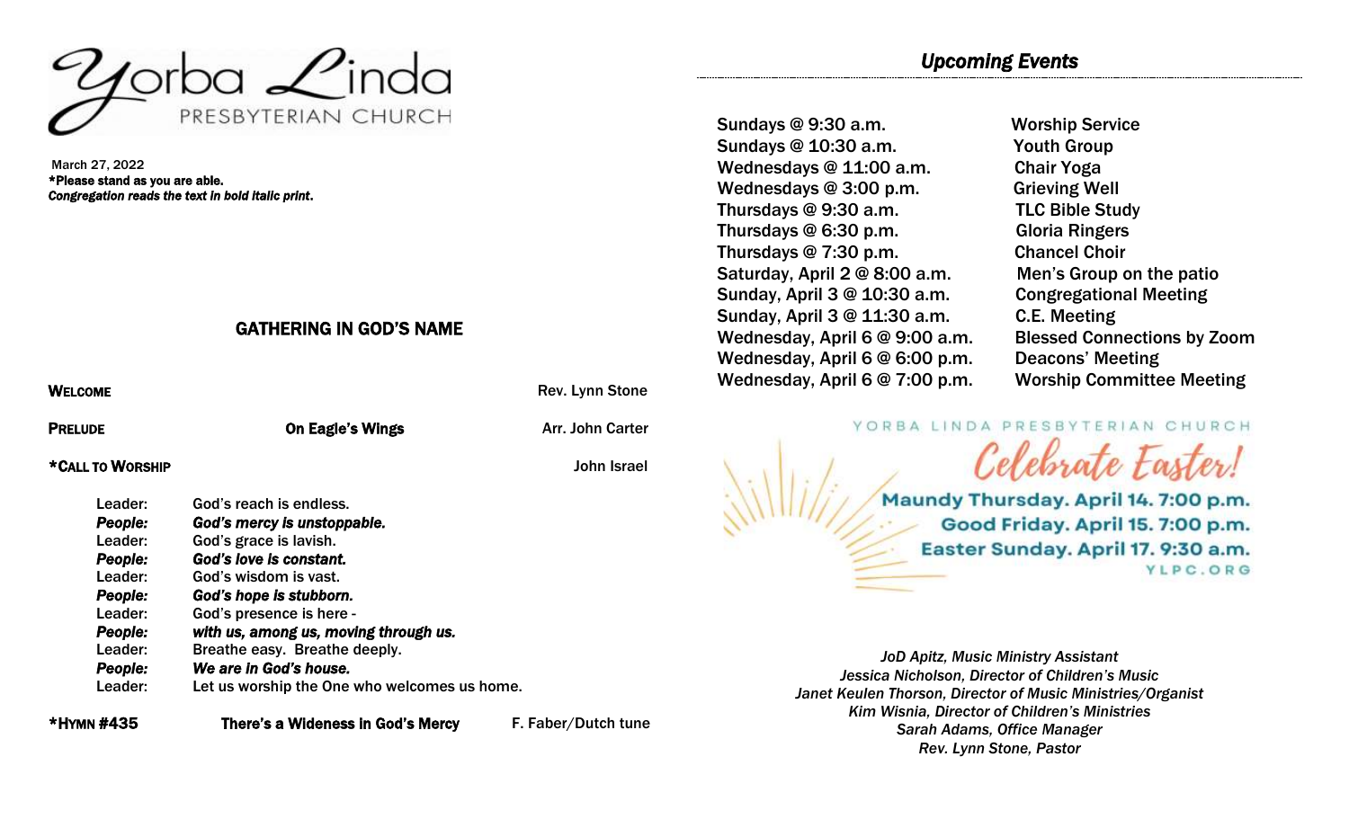# Yorba Linda PRESBYTERIAN CHURCH

March 27, 2022
***Please stand as you are able.***
***Congregation reads the text in bold italic print.***

## GATHERING IN GOD'S NAME

**WELCOME** — Rev. Lynn Stone

**PRELUDE** — **On Eagle's Wings** — Arr. John Carter

***CALL TO WORSHIP** — John Israel

| | |
|---|---|
| Leader: | God's reach is endless. |
| ***People:*** | ***God's mercy is unstoppable.*** |
| Leader: | God's grace is lavish. |
| ***People:*** | ***God's love is constant.*** |
| Leader: | God's wisdom is vast. |
| ***People:*** | ***God's hope is stubborn.*** |
| Leader: | God's presence is here - |
| ***People:*** | ***with us, among us, moving through us.*** |
| Leader: | Breathe easy. Breathe deeply. |
| ***People:*** | ***We are in God's house.*** |
| Leader: | Let us worship the One who welcomes us home. |

***HYMN #435** — **There's a Wideness in God's Mercy** — F. Faber/Dutch tune

## *Upcoming Events*

| | |
|---|---|
| Sundays @ 9:30 a.m. | Worship Service |
| Sundays @ 10:30 a.m. | Youth Group |
| Wednesdays @ 11:00 a.m. | Chair Yoga |
| Wednesdays @ 3:00 p.m. | Grieving Well |
| Thursdays @ 9:30 a.m. | TLC Bible Study |
| Thursdays @ 6:30 p.m. | Gloria Ringers |
| Thursdays @ 7:30 p.m. | Chancel Choir |
| Saturday, April 2 @ 8:00 a.m. | Men's Group on the patio |
| Sunday, April 3 @ 10:30 a.m. | Congregational Meeting |
| Sunday, April 3 @ 11:30 a.m. | C.E. Meeting |
| Wednesday, April 6 @ 9:00 a.m. | Blessed Connections by Zoom |
| Wednesday, April 6 @ 6:00 p.m. | Deacons' Meeting |
| Wednesday, April 6 @ 7:00 p.m. | Worship Committee Meeting |

YORBA LINDA PRESBYTERIAN CHURCH

*Celebrate Easter!*

**Maundy Thursday. April 14. 7:00 p.m.**
**Good Friday. April 15. 7:00 p.m.**
**Easter Sunday. April 17. 9:30 a.m.**
YLPC.ORG

*JoD Apitz, Music Ministry Assistant*
*Jessica Nicholson, Director of Children's Music*
*Janet Keulen Thorson, Director of Music Ministries/Organist*
*Kim Wisnia, Director of Children's Ministries*
*Sarah Adams, Office Manager*
*Rev. Lynn Stone, Pastor*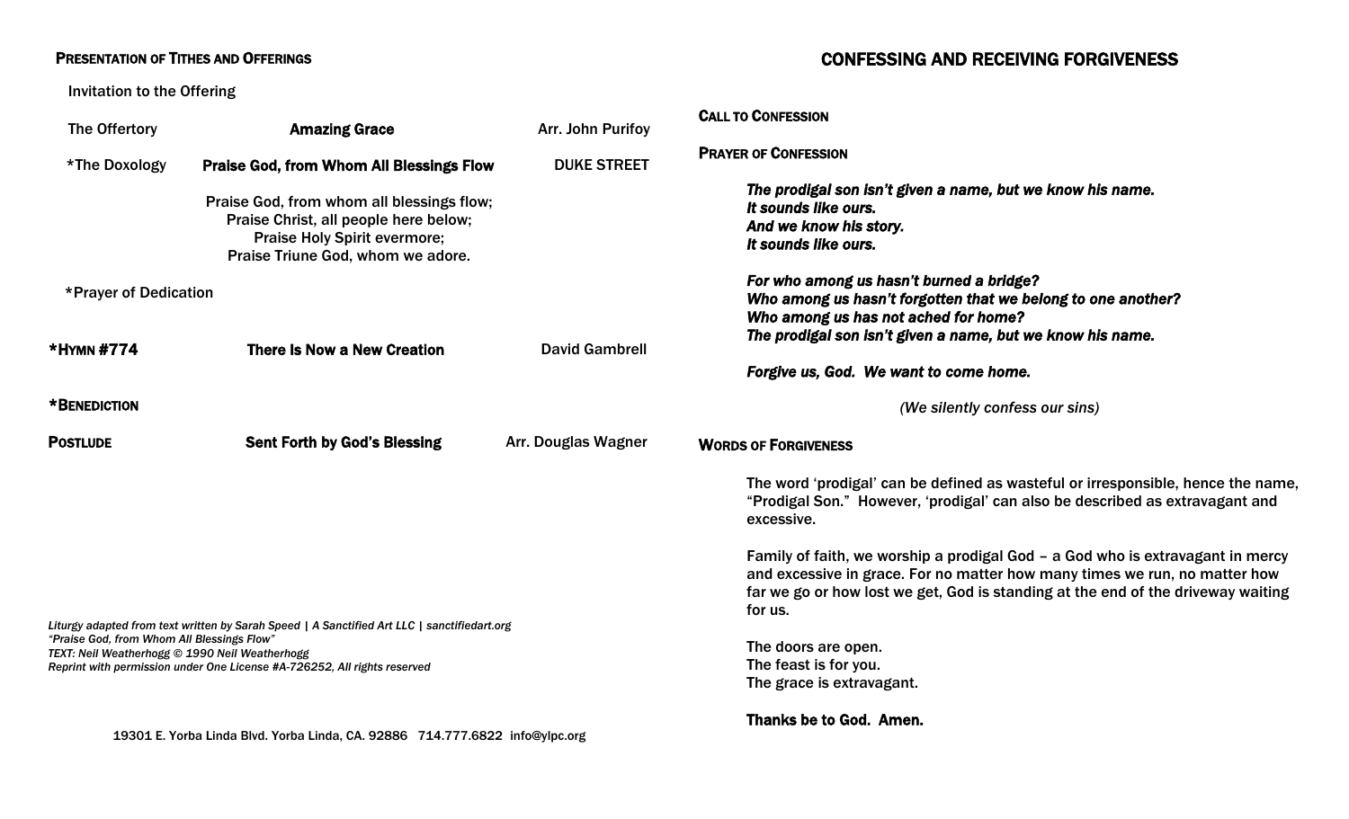**Presentation of Tithes and Offerings**

Invitation to the Offering

The Offertory — **Amazing Grace** — Arr. John Purifoy

*The Doxology — **Praise God, from Whom All Blessings Flow** — DUKE STREET

**Praise God, from whom all blessings flow;
Praise Christ, all people here below;
Praise Holy Spirit evermore;
Praise Triune God, whom we adore.**

*Prayer of Dedication

**\*Hymn #774** — **There Is Now a New Creation** — David Gambrell

**\*Benediction**

**Postlude** — **Sent Forth by God's Blessing** — Arr. Douglas Wagner

*Liturgy adapted from text written by Sarah Speed | A Sanctified Art LLC | sanctifiedart.org*
*"Praise God, from Whom All Blessings Flow"*
*TEXT: Neil Weatherhogg © 1990 Neil Weatherhogg*
*Reprint with permission under One License #A-726252, All rights reserved*

19301 E. Yorba Linda Blvd. Yorba Linda, CA. 92886 714.777.6822 info@ylpc.org

## CONFESSING AND RECEIVING FORGIVENESS

**Call to Confession**

**Prayer of Confession**

***The prodigal son isn't given a name, but we know his name.
It sounds like ours.
And we know his story.
It sounds like ours.***

***For who among us hasn't burned a bridge?
Who among us hasn't forgotten that we belong to one another?
Who among us has not ached for home?
The prodigal son isn't given a name, but we know his name.***

***Forgive us, God. We want to come home.***

*(We silently confess our sins)*

**Words of Forgiveness**

The word 'prodigal' can be defined as wasteful or irresponsible, hence the name, "Prodigal Son." However, 'prodigal' can also be described as extravagant and excessive.

Family of faith, we worship a prodigal God – a God who is extravagant in mercy and excessive in grace. For no matter how many times we run, no matter how far we go or how lost we get, God is standing at the end of the driveway waiting for us.

The doors are open.
The feast is for you.
The grace is extravagant.

**Thanks be to God. Amen.**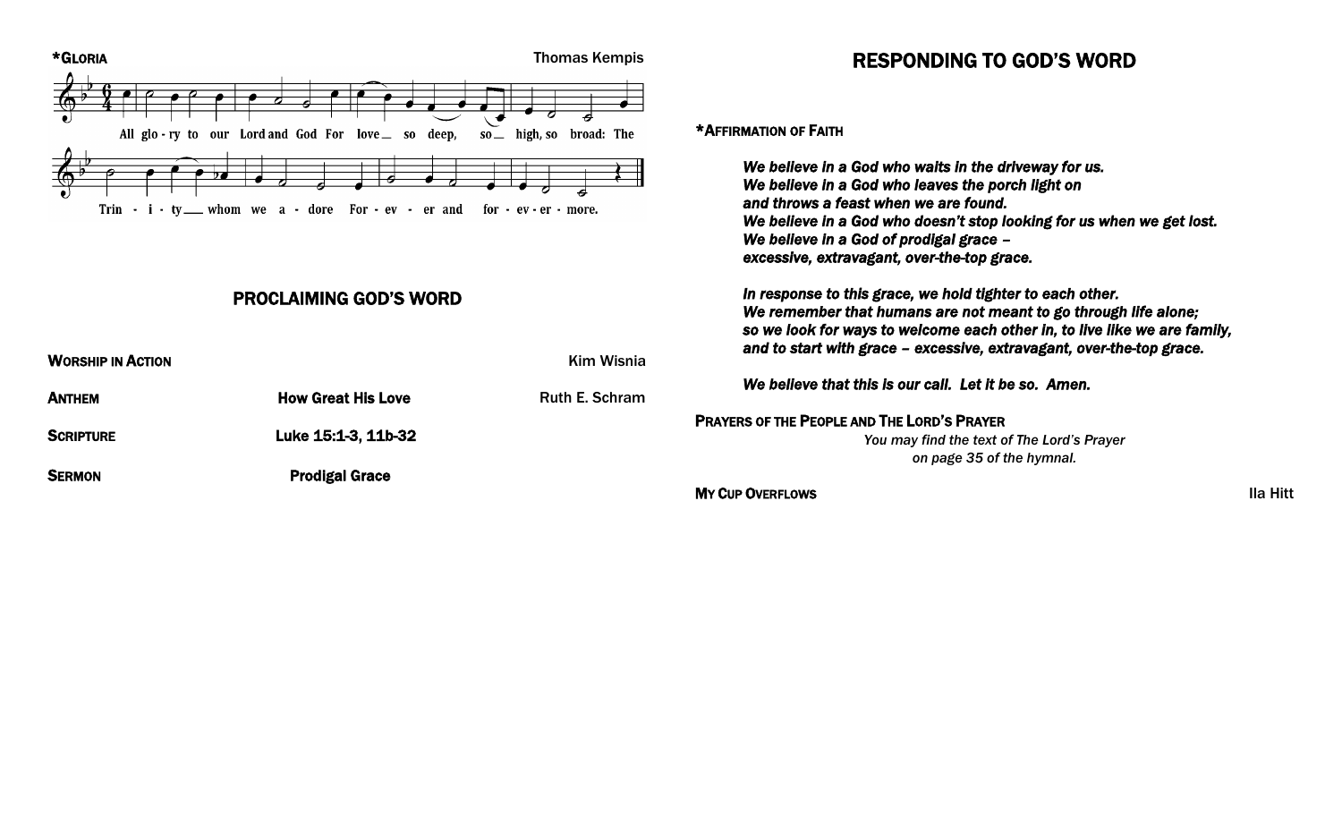**\*GLORIA** Thomas Kempis

All glo - ry to our Lord and God For love __ so deep, so __ high, so broad: The Trin - i - ty __ whom we a - dore For - ev - er and for - ev - er - more.

## PROCLAIMING GOD'S WORD

**WORSHIP IN ACTION** Kim Wisnia

**ANTHEM** **How Great His Love** Ruth E. Schram

**SCRIPTURE** **Luke 15:1-3, 11b-32**

**SERMON** **Prodigal Grace**

## RESPONDING TO GOD'S WORD

**\*AFFIRMATION OF FAITH**

*We believe in a God who waits in the driveway for us.*
*We believe in a God who leaves the porch light on*
*and throws a feast when we are found.*
*We believe in a God who doesn't stop looking for us when we get lost.*
*We believe in a God of prodigal grace –*
*excessive, extravagant, over-the-top grace.*

*In response to this grace, we hold tighter to each other.*
*We remember that humans are not meant to go through life alone;*
*so we look for ways to welcome each other in, to live like we are family,*
*and to start with grace – excessive, extravagant, over-the-top grace.*

*We believe that this is our call. Let it be so. Amen.*

**PRAYERS OF THE PEOPLE AND THE LORD'S PRAYER**

*You may find the text of The Lord's Prayer*
*on page 35 of the hymnal.*

**MY CUP OVERFLOWS** Ila Hitt